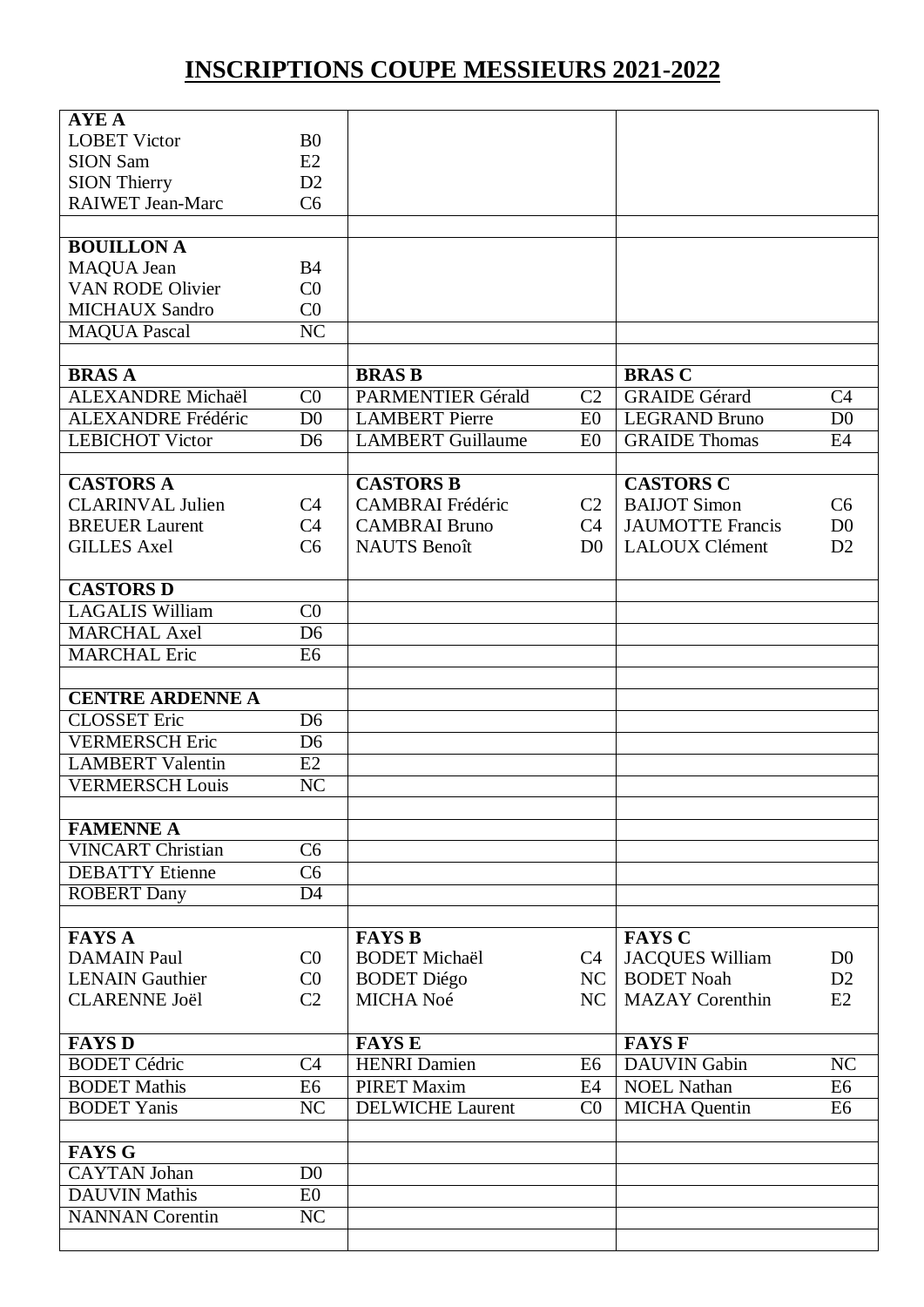# INSCRIPTIONS COUPE MESSIEURS 2021-2022

| | | | | | |
|---|---|---|---|---|---|
| **AYE A** | | | | | |
| LOBET Victor | B0 | | | | |
| SION Sam | E2 | | | | |
| SION Thierry | D2 | | | | |
| RAIWET Jean-Marc | C6 | | | | |
| | | | | | |
| **BOUILLON A** | | | | | |
| MAQUA Jean | B4 | | | | |
| VAN RODE Olivier | C0 | | | | |
| MICHAUX Sandro | C0 | | | | |
| MAQUA Pascal | NC | | | | |
| | | | | | |
| **BRAS A** | | **BRAS B** | | **BRAS C** | |
| ALEXANDRE Michaël | C0 | PARMENTIER Gérald | C2 | GRAIDE Gérard | C4 |
| ALEXANDRE Frédéric | D0 | LAMBERT Pierre | E0 | LEGRAND Bruno | D0 |
| LEBICHOT Victor | D6 | LAMBERT Guillaume | E0 | GRAIDE Thomas | E4 |
| | | | | | |
| **CASTORS A** | | **CASTORS B** | | **CASTORS C** | |
| CLARINVAL Julien | C4 | CAMBRAI Frédéric | C2 | BAIJOT Simon | C6 |
| BREUER Laurent | C4 | CAMBRAI Bruno | C4 | JAUMOTTE Francis | D0 |
| GILLES Axel | C6 | NAUTS Benoît | D0 | LALOUX Clément | D2 |
| | | | | | |
| **CASTORS D** | | | | | |
| LAGALIS William | C0 | | | | |
| MARCHAL Axel | D6 | | | | |
| MARCHAL Eric | E6 | | | | |
| | | | | | |
| **CENTRE ARDENNE A** | | | | | |
| CLOSSET Eric | D6 | | | | |
| VERMERSCH Eric | D6 | | | | |
| LAMBERT Valentin | E2 | | | | |
| VERMERSCH Louis | NC | | | | |
| | | | | | |
| **FAMENNE A** | | | | | |
| VINCART Christian | C6 | | | | |
| DEBATTY Etienne | C6 | | | | |
| ROBERT Dany | D4 | | | | |
| | | | | | |
| **FAYS A** | | **FAYS B** | | **FAYS C** | |
| DAMAIN Paul | C0 | BODET Michaël | C4 | JACQUES William | D0 |
| LENAIN Gauthier | C0 | BODET Diégo | NC | BODET Noah | D2 |
| CLARENNE Joël | C2 | MICHA Noé | NC | MAZAY Corenthin | E2 |
| | | | | | |
| **FAYS D** | | **FAYS E** | | **FAYS F** | |
| BODET Cédric | C4 | HENRI Damien | E6 | DAUVIN Gabin | NC |
| BODET Mathis | E6 | PIRET Maxim | E4 | NOEL Nathan | E6 |
| BODET Yanis | NC | DELWICHE Laurent | C0 | MICHA Quentin | E6 |
| | | | | | |
| **FAYS G** | | | | | |
| CAYTAN Johan | D0 | | | | |
| DAUVIN Mathis | E0 | | | | |
| NANNAN Corentin | NC | | | | |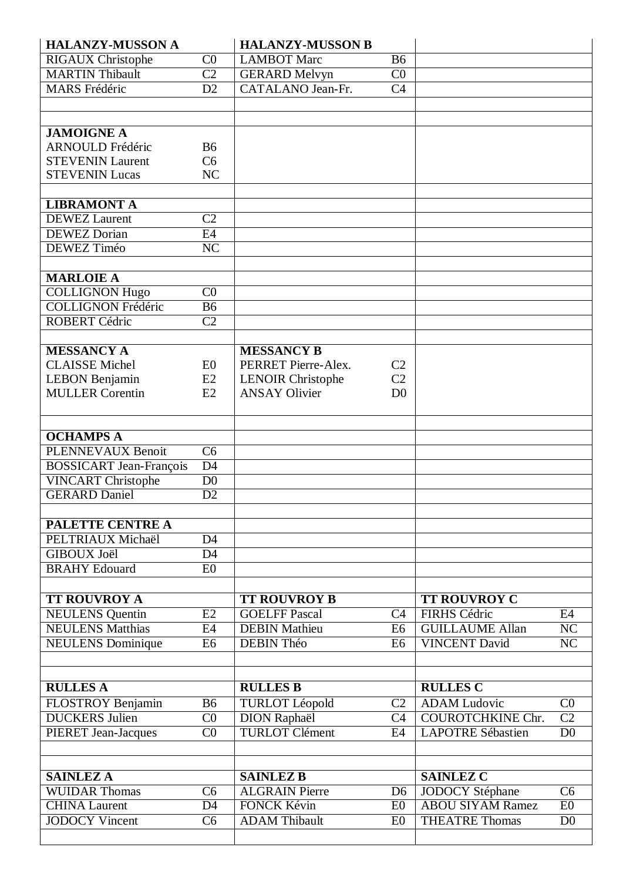| HALANZY-MUSSON A | | HALANZY-MUSSON B | | | |
|---|---|---|---|---|---|
| RIGAUX Christophe | C0 | LAMBOT Marc | B6 | | |
| MARTIN Thibault | C2 | GERARD Melvyn | C0 | | |
| MARS Frédéric | D2 | CATALANO Jean-Fr. | C4 | | |
| | | | | | |
| | | | | | |
| **JAMOIGNE A** | | | | | |
| ARNOULD Frédéric | B6 | | | | |
| STEVENIN Laurent | C6 | | | | |
| STEVENIN Lucas | NC | | | | |
| | | | | | |
| **LIBRAMONT A** | | | | | |
| DEWEZ Laurent | C2 | | | | |
| DEWEZ Dorian | E4 | | | | |
| DEWEZ Timéo | NC | | | | |
| | | | | | |
| **MARLOIE A** | | | | | |
| COLLIGNON Hugo | C0 | | | | |
| COLLIGNON Frédéric | B6 | | | | |
| ROBERT Cédric | C2 | | | | |
| | | | | | |
| **MESSANCY A** | | **MESSANCY B** | | | |
| CLAISSE Michel | E0 | PERRET Pierre-Alex. | C2 | | |
| LEBON Benjamin | E2 | LENOIR Christophe | C2 | | |
| MULLER Corentin | E2 | ANSAY Olivier | D0 | | |
| | | | | | |
| **OCHAMPS A** | | | | | |
| PLENNEVAUX Benoit | C6 | | | | |
| BOSSICART Jean-François | D4 | | | | |
| VINCART Christophe | D0 | | | | |
| GERARD Daniel | D2 | | | | |
| | | | | | |
| **PALETTE CENTRE A** | | | | | |
| PELTRIAUX Michaël | D4 | | | | |
| GIBOUX Joël | D4 | | | | |
| BRAHY Edouard | E0 | | | | |
| | | | | | |
| **TT ROUVROY A** | | **TT ROUVROY B** | | **TT ROUVROY C** | |
| NEULENS Quentin | E2 | GOELFF Pascal | C4 | FIRHS Cédric | E4 |
| NEULENS Matthias | E4 | DEBIN Mathieu | E6 | GUILLAUME Allan | NC |
| NEULENS Dominique | E6 | DEBIN Théo | E6 | VINCENT David | NC |
| | | | | | |
| | | | | | |
| **RULLES A** | | **RULLES B** | | **RULLES C** | |
| FLOSTROY Benjamin | B6 | TURLOT Léopold | C2 | ADAM Ludovic | C0 |
| DUCKERS Julien | C0 | DION Raphaël | C4 | COUROTCHKINE Chr. | C2 |
| PIERET Jean-Jacques | C0 | TURLOT Clément | E4 | LAPOTRE Sébastien | D0 |
| | | | | | |
| | | | | | |
| **SAINLEZ A** | | **SAINLEZ B** | | **SAINLEZ C** | |
| WUIDAR Thomas | C6 | ALGRAIN Pierre | D6 | JODOCY Stéphane | C6 |
| CHINA Laurent | D4 | FONCK Kévin | E0 | ABOU SIYAM Ramez | E0 |
| JODOCY Vincent | C6 | ADAM Thibault | E0 | THEATRE Thomas | D0 |
| | | | | | |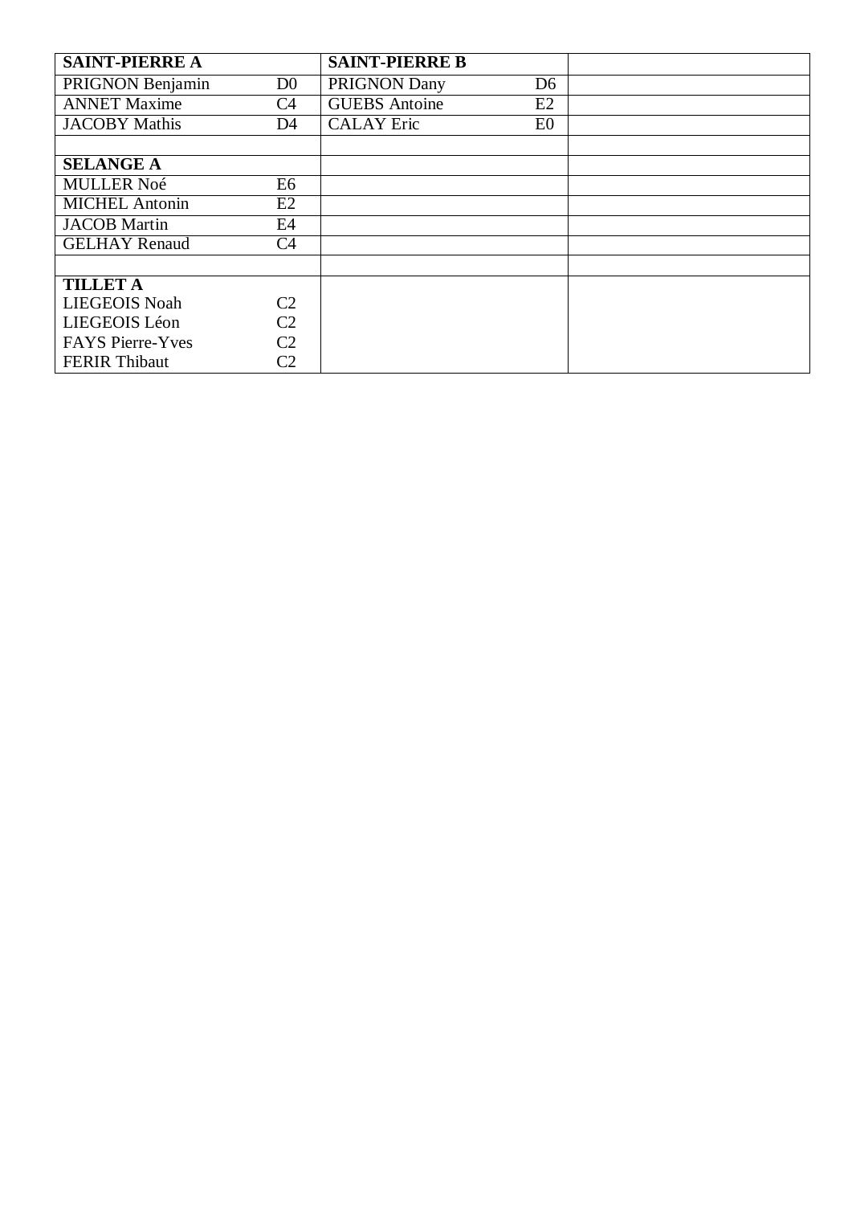| | | | | |
|---|---|---|---|---|
| **SAINT-PIERRE A** | | **SAINT-PIERRE B** | | |
| PRIGNON Benjamin | D0 | PRIGNON Dany | D6 | |
| ANNET Maxime | C4 | GUEBS Antoine | E2 | |
| JACOBY Mathis | D4 | CALAY Eric | E0 | |
| | | | | |
| **SELANGE A** | | | | |
| MULLER Noé | E6 | | | |
| MICHEL Antonin | E2 | | | |
| JACOB Martin | E4 | | | |
| GELHAY Renaud | C4 | | | |
| | | | | |
| **TILLET A** | | | | |
| LIEGEOIS Noah | C2 | | | |
| LIEGEOIS Léon | C2 | | | |
| FAYS Pierre-Yves | C2 | | | |
| FERIR Thibaut | C2 | | | |